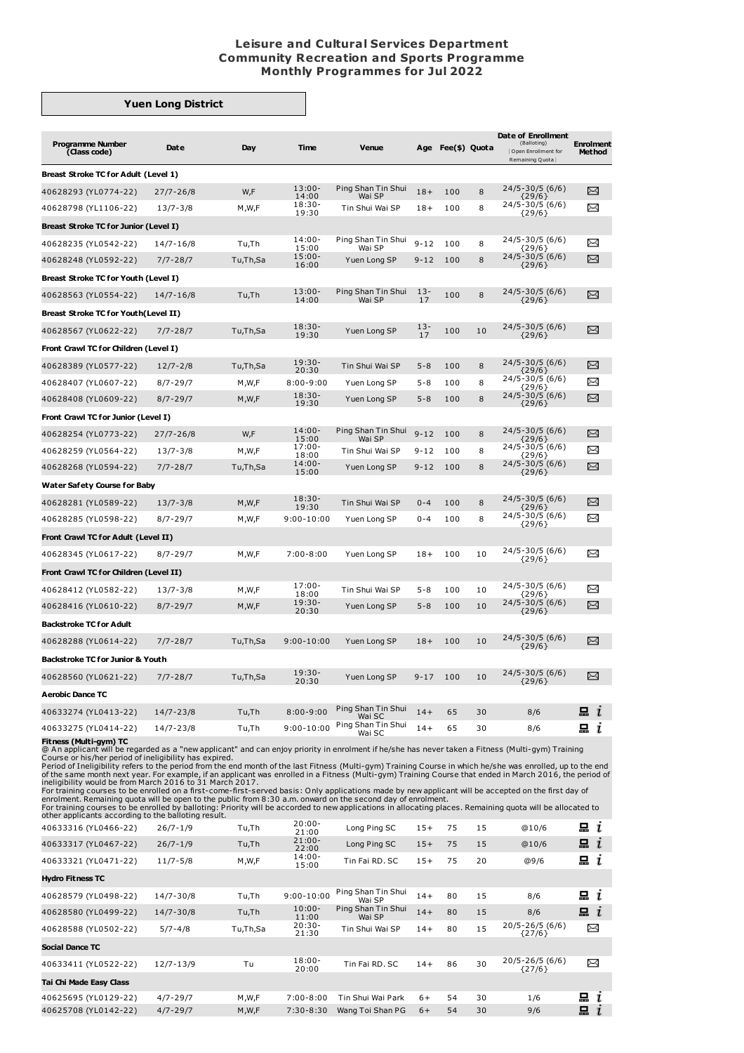# Leisure and Cultural Services Department
## Community Recreation and Sports Programme
## Monthly Programmes for Jul 2022

### Yuen Long District

| Programme Number (Class code) | Date | Day | Time | Venue | Age | Fee($) | Quota | Date of Enrollment (Balloting) [Open Enrollment for Remaining Quota] | Enrolment Method |
|---|---|---|---|---|---|---|---|---|---|
| **Breast Stroke TC for Adult (Level 1)** | | | | | | | | | |
| 40628293 (YL0774-22) | 27/7-26/8 | W,F | 13:00-14:00 | Ping Shan Tin Shui Wai SP | 18+ | 100 | 8 | 24/5-30/5 (6/6) {29/6} | ✉ |
| 40628798 (YL1106-22) | 13/7-3/8 | M,W,F | 18:30-19:30 | Tin Shui Wai SP | 18+ | 100 | 8 | 24/5-30/5 (6/6) {29/6} | ✉ |
| **Breast Stroke TC for Junior (Level I)** | | | | | | | | | |
| 40628235 (YL0542-22) | 14/7-16/8 | Tu,Th | 14:00-15:00 | Ping Shan Tin Shui Wai SP | 9-12 | 100 | 8 | 24/5-30/5 (6/6) {29/6} | ✉ |
| 40628248 (YL0592-22) | 7/7-28/7 | Tu,Th,Sa | 15:00-16:00 | Yuen Long SP | 9-12 | 100 | 8 | 24/5-30/5 (6/6) {29/6} | ✉ |
| **Breast Stroke TC for Youth (Level I)** | | | | | | | | | |
| 40628563 (YL0554-22) | 14/7-16/8 | Tu,Th | 13:00-14:00 | Ping Shan Tin Shui Wai SP | 13-17 | 100 | 8 | 24/5-30/5 (6/6) {29/6} | ✉ |
| **Breast Stroke TC for Youth(Level II)** | | | | | | | | | |
| 40628567 (YL0622-22) | 7/7-28/7 | Tu,Th,Sa | 18:30-19:30 | Yuen Long SP | 13-17 | 100 | 10 | 24/5-30/5 (6/6) {29/6} | ✉ |
| **Front Crawl TC for Children (Level I)** | | | | | | | | | |
| 40628389 (YL0577-22) | 12/7-2/8 | Tu,Th,Sa | 19:30-20:30 | Tin Shui Wai SP | 5-8 | 100 | 8 | 24/5-30/5 (6/6) {29/6} | ✉ |
| 40628407 (YL0607-22) | 8/7-29/7 | M,W,F | 8:00-9:00 | Yuen Long SP | 5-8 | 100 | 8 | 24/5-30/5 (6/6) {29/6} | ✉ |
| 40628408 (YL0609-22) | 8/7-29/7 | M,W,F | 18:30-19:30 | Yuen Long SP | 5-8 | 100 | 8 | 24/5-30/5 (6/6) {29/6} | ✉ |
| **Front Crawl TC for Junior (Level I)** | | | | | | | | | |
| 40628254 (YL0773-22) | 27/7-26/8 | W,F | 14:00-15:00 | Ping Shan Tin Shui Wai SP | 9-12 | 100 | 8 | 24/5-30/5 (6/6) {29/6} | ✉ |
| 40628259 (YL0564-22) | 13/7-3/8 | M,W,F | 17:00-18:00 | Tin Shui Wai SP | 9-12 | 100 | 8 | 24/5-30/5 (6/6) {29/6} | ✉ |
| 40628268 (YL0594-22) | 7/7-28/7 | Tu,Th,Sa | 14:00-15:00 | Yuen Long SP | 9-12 | 100 | 8 | 24/5-30/5 (6/6) {29/6} | ✉ |
| **Water Safety Course for Baby** | | | | | | | | | |
| 40628281 (YL0589-22) | 13/7-3/8 | M,W,F | 18:30-19:30 | Tin Shui Wai SP | 0-4 | 100 | 8 | 24/5-30/5 (6/6) {29/6} | ✉ |
| 40628285 (YL0598-22) | 8/7-29/7 | M,W,F | 9:00-10:00 | Yuen Long SP | 0-4 | 100 | 8 | 24/5-30/5 (6/6) {29/6} | ✉ |
| **Front Crawl TC for Adult (Level II)** | | | | | | | | | |
| 40628345 (YL0617-22) | 8/7-29/7 | M,W,F | 7:00-8:00 | Yuen Long SP | 18+ | 100 | 10 | 24/5-30/5 (6/6) {29/6} | ✉ |
| **Front Crawl TC for Children (Level II)** | | | | | | | | | |
| 40628412 (YL0582-22) | 13/7-3/8 | M,W,F | 17:00-18:00 | Tin Shui Wai SP | 5-8 | 100 | 10 | 24/5-30/5 (6/6) {29/6} | ✉ |
| 40628416 (YL0610-22) | 8/7-29/7 | M,W,F | 19:30-20:30 | Yuen Long SP | 5-8 | 100 | 10 | 24/5-30/5 (6/6) {29/6} | ✉ |
| **Backstroke TC for Adult** | | | | | | | | | |
| 40628288 (YL0614-22) | 7/7-28/7 | Tu,Th,Sa | 9:00-10:00 | Yuen Long SP | 18+ | 100 | 10 | 24/5-30/5 (6/6) {29/6} | ✉ |
| **Backstroke TC for Junior & Youth** | | | | | | | | | |
| 40628560 (YL0621-22) | 7/7-28/7 | Tu,Th,Sa | 19:30-20:30 | Yuen Long SP | 9-17 | 100 | 10 | 24/5-30/5 (6/6) {29/6} | ✉ |
| **Aerobic Dance TC** | | | | | | | | | |
| 40633274 (YL0413-22) | 14/7-23/8 | Tu,Th | 8:00-9:00 | Ping Shan Tin Shui Wai SC | 14+ | 65 | 30 | 8/6 | 💻 i |
| 40633275 (YL0414-22) | 14/7-23/8 | Tu,Th | 9:00-10:00 | Ping Shan Tin Shui Wai SC | 14+ | 65 | 30 | 8/6 | 💻 i |

**Fitness (Multi-gym) TC**

@ An applicant will be regarded as a "new applicant" and can enjoy priority in enrolment if he/she has never taken a Fitness (Multi-gym) Training Course or his/her period of ineligibility has expired.
Period of Ineligibility refers to the period from the end month of the last Fitness (Multi-gym) Training Course in which he/she was enrolled, up to the end of the same month next year. For example, if an applicant was enrolled in a Fitness (Multi-gym) Training Course that ended in March 2016, the period of ineligibility would be from March 2016 to 31 March 2017.
For training courses to be enrolled on a first-come-first-served basis: Only applications made by new applicant will be accepted on the first day of enrolment. Remaining quota will be open to the public from 8:30 a.m. onward on the second day of enrolment.
For training courses to be enrolled by balloting: Priority will be accorded to new applications in allocating places. Remaining quota will be allocated to other applicants according to the balloting result.

| Programme Number (Class code) | Date | Day | Time | Venue | Age | Fee($) | Quota | Date of Enrollment (Balloting) [Open Enrollment for Remaining Quota] | Enrolment Method |
|---|---|---|---|---|---|---|---|---|---|
| 40633316 (YL0466-22) | 26/7-1/9 | Tu,Th | 20:00-21:00 | Long Ping SC | 15+ | 75 | 15 | @10/6 | 💻 i |
| 40633317 (YL0467-22) | 26/7-1/9 | Tu,Th | 21:00-22:00 | Long Ping SC | 15+ | 75 | 15 | @10/6 | 💻 i |
| 40633321 (YL0471-22) | 11/7-5/8 | M,W,F | 14:00-15:00 | Tin Fai RD. SC | 15+ | 75 | 20 | @9/6 | 💻 i |
| **Hydro Fitness TC** | | | | | | | | | |
| 40628579 (YL0498-22) | 14/7-30/8 | Tu,Th | 9:00-10:00 | Ping Shan Tin Shui Wai SP | 14+ | 80 | 15 | 8/6 | 💻 i |
| 40628580 (YL0499-22) | 14/7-30/8 | Tu,Th | 10:00-11:00 | Ping Shan Tin Shui Wai SP | 14+ | 80 | 15 | 8/6 | 💻 i |
| 40628588 (YL0502-22) | 5/7-4/8 | Tu,Th,Sa | 20:30-21:30 | Tin Shui Wai SP | 14+ | 80 | 15 | 20/5-26/5 (6/6) {27/6} | ✉ |
| **Social Dance TC** | | | | | | | | | |
| 40633411 (YL0522-22) | 12/7-13/9 | Tu | 18:00-20:00 | Tin Fai RD. SC | 14+ | 86 | 30 | 20/5-26/5 (6/6) {27/6} | ✉ |
| **Tai Chi Made Easy Class** | | | | | | | | | |
| 40625695 (YL0129-22) | 4/7-29/7 | M,W,F | 7:00-8:00 | Tin Shui Wai Park | 6+ | 54 | 30 | 1/6 | 💻 i |
| 40625708 (YL0142-22) | 4/7-29/7 | M,W,F | 7:30-8:30 | Wang Toi Shan PG | 6+ | 54 | 30 | 9/6 | 💻 i |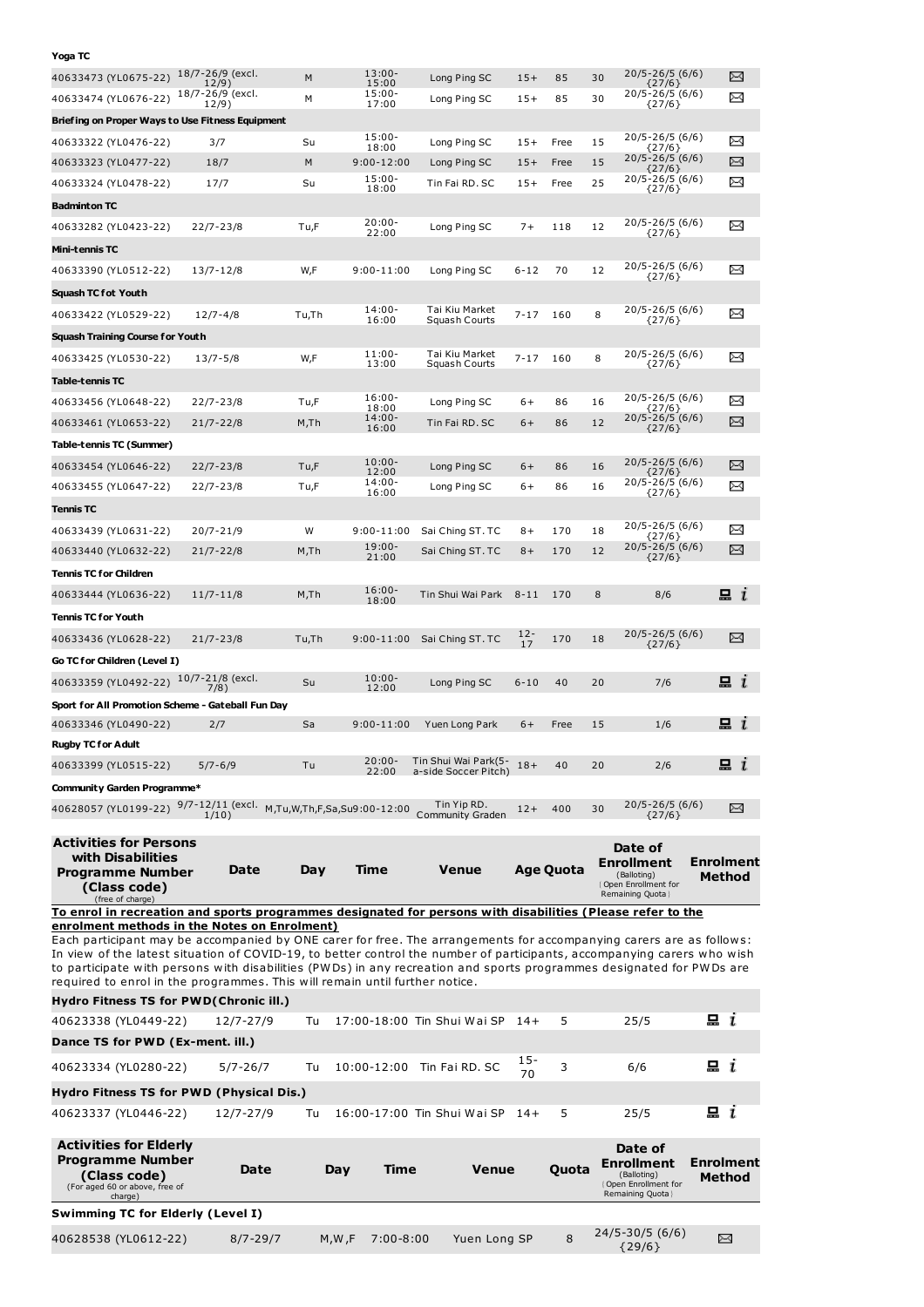| | | | | | | | | | |
|---|---|---|---|---|---|---|---|---|---|
| **Yoga TC** | | | | | | | | | |
| 40633473 (YL0675-22) | 18/7-26/9 (excl. 12/9) | M | 13:00-15:00 | Long Ping SC | 15+ | 85 | 30 | 20/5-26/5 (6/6) {27/6} | ✉ |
| 40633474 (YL0676-22) | 18/7-26/9 (excl. 12/9) | M | 15:00-17:00 | Long Ping SC | 15+ | 85 | 30 | 20/5-26/5 (6/6) {27/6} | ✉ |
| **Briefing on Proper Ways to Use Fitness Equipment** | | | | | | | | | |
| 40633322 (YL0476-22) | 3/7 | Su | 15:00-18:00 | Long Ping SC | 15+ | Free | 15 | 20/5-26/5 (6/6) {27/6} | ✉ |
| 40633323 (YL0477-22) | 18/7 | M | 9:00-12:00 | Long Ping SC | 15+ | Free | 15 | 20/5-26/5 (6/6) {27/6} | ✉ |
| 40633324 (YL0478-22) | 17/7 | Su | 15:00-18:00 | Tin Fai RD. SC | 15+ | Free | 25 | 20/5-26/5 (6/6) {27/6} | ✉ |
| **Badminton TC** | | | | | | | | | |
| 40633282 (YL0423-22) | 22/7-23/8 | Tu,F | 20:00-22:00 | Long Ping SC | 7+ | 118 | 12 | 20/5-26/5 (6/6) {27/6} | ✉ |
| **Mini-tennis TC** | | | | | | | | | |
| 40633390 (YL0512-22) | 13/7-12/8 | W,F | 9:00-11:00 | Long Ping SC | 6-12 | 70 | 12 | 20/5-26/5 (6/6) {27/6} | ✉ |
| **Squash TC fot Youth** | | | | | | | | | |
| 40633422 (YL0529-22) | 12/7-4/8 | Tu,Th | 14:00-16:00 | Tai Kiu Market Squash Courts | 7-17 | 160 | 8 | 20/5-26/5 (6/6) {27/6} | ✉ |
| **Squash Training Course for Youth** | | | | | | | | | |
| 40633425 (YL0530-22) | 13/7-5/8 | W,F | 11:00-13:00 | Tai Kiu Market Squash Courts | 7-17 | 160 | 8 | 20/5-26/5 (6/6) {27/6} | ✉ |
| **Table-tennis TC** | | | | | | | | | |
| 40633456 (YL0648-22) | 22/7-23/8 | Tu,F | 16:00-18:00 | Long Ping SC | 6+ | 86 | 16 | 20/5-26/5 (6/6) {27/6} | ✉ |
| 40633461 (YL0653-22) | 21/7-22/8 | M,Th | 14:00-16:00 | Tin Fai RD. SC | 6+ | 86 | 12 | 20/5-26/5 (6/6) {27/6} | ✉ |
| **Table-tennis TC (Summer)** | | | | | | | | | |
| 40633454 (YL0646-22) | 22/7-23/8 | Tu,F | 10:00-12:00 | Long Ping SC | 6+ | 86 | 16 | 20/5-26/5 (6/6) {27/6} | ✉ |
| 40633455 (YL0647-22) | 22/7-23/8 | Tu,F | 14:00-16:00 | Long Ping SC | 6+ | 86 | 16 | 20/5-26/5 (6/6) {27/6} | ✉ |
| **Tennis TC** | | | | | | | | | |
| 40633439 (YL0631-22) | 20/7-21/9 | W | 9:00-11:00 | Sai Ching ST. TC | 8+ | 170 | 18 | 20/5-26/5 (6/6) {27/6} | ✉ |
| 40633440 (YL0632-22) | 21/7-22/8 | M,Th | 19:00-21:00 | Sai Ching ST. TC | 8+ | 170 | 12 | 20/5-26/5 (6/6) {27/6} | ✉ |
| **Tennis TC for Children** | | | | | | | | | |
| 40633444 (YL0636-22) | 11/7-11/8 | M,Th | 16:00-18:00 | Tin Shui Wai Park | 8-11 | 170 | 8 | 8/6 | 💻 i |
| **Tennis TC for Youth** | | | | | | | | | |
| 40633436 (YL0628-22) | 21/7-23/8 | Tu,Th | 9:00-11:00 | Sai Ching ST. TC | 12-17 | 170 | 18 | 20/5-26/5 (6/6) {27/6} | ✉ |
| **Go TC for Children (Level I)** | | | | | | | | | |
| 40633359 (YL0492-22) | 10/7-21/8 (excl. 7/8) | Su | 10:00-12:00 | Long Ping SC | 6-10 | 40 | 20 | 7/6 | 💻 i |
| **Sport for All Promotion Scheme - Gateball Fun Day** | | | | | | | | | |
| 40633346 (YL0490-22) | 2/7 | Sa | 9:00-11:00 | Yuen Long Park | 6+ | Free | 15 | 1/6 | 💻 i |
| **Rugby TC for Adult** | | | | | | | | | |
| 40633399 (YL0515-22) | 5/7-6/9 | Tu | 20:00-22:00 | Tin Shui Wai Park(5-a-side Soccer Pitch) | 18+ | 40 | 20 | 2/6 | 💻 i |
| **Community Garden Programme*** | | | | | | | | | |
| 40628057 (YL0199-22) | 9/7-12/11 (excl. 1/10) | M,Tu,W,Th,F,Sa,Su | 9:00-12:00 | Tin Yip RD. Community Graden | 12+ | 400 | 30 | 20/5-26/5 (6/6) {27/6} | ✉ |

| Activities for Persons with Disabilities Programme Number (Class code) (free of charge) | Date | Day | Time | Venue | Age | Quota | Date of Enrollment (Balloting) (Open Enrollment for Remaining Quota) | Enrolment Method |
|---|---|---|---|---|---|---|---|---|

**To enrol in recreation and sports programmes designated for persons with disabilities (Please refer to the enrolment methods in the Notes on Enrolment)**

Each participant may be accompanied by ONE carer for free. The arrangements for accompanying carers are as follows: In view of the latest situation of COVID-19, to better control the number of participants, accompanying carers who wish to participate with persons with disabilities (PWDs) in any recreation and sports programmes designated for PWDs are required to enrol in the programmes. This will remain until further notice.

| | | | | | | | | |
|---|---|---|---|---|---|---|---|---|
| **Hydro Fitness TS for PWD(Chronic ill.)** | | | | | | | | |
| 40623338 (YL0449-22) | 12/7-27/9 | Tu | 17:00-18:00 | Tin Shui Wai SP | 14+ | 5 | 25/5 | 💻 i |
| **Dance TS for PWD (Ex-ment. ill.)** | | | | | | | | |
| 40623334 (YL0280-22) | 5/7-26/7 | Tu | 10:00-12:00 | Tin Fai RD. SC | 15-70 | 3 | 6/6 | 💻 i |
| **Hydro Fitness TS for PWD (Physical Dis.)** | | | | | | | | |
| 40623337 (YL0446-22) | 12/7-27/9 | Tu | 16:00-17:00 | Tin Shui Wai SP | 14+ | 5 | 25/5 | 💻 i |

| Activities for Elderly Programme Number (Class code) (For aged 60 or above, free of charge) | Date | Day | Time | Venue | Quota | Date of Enrollment (Balloting) (Open Enrollment for Remaining Quota) | Enrolment Method |
|---|---|---|---|---|---|---|---|
| **Swimming TC for Elderly (Level I)** | | | | | | | |
| 40628538 (YL0612-22) | 8/7-29/7 | M,W,F | 7:00-8:00 | Yuen Long SP | 8 | 24/5-30/5 (6/6) {29/6} | ✉ |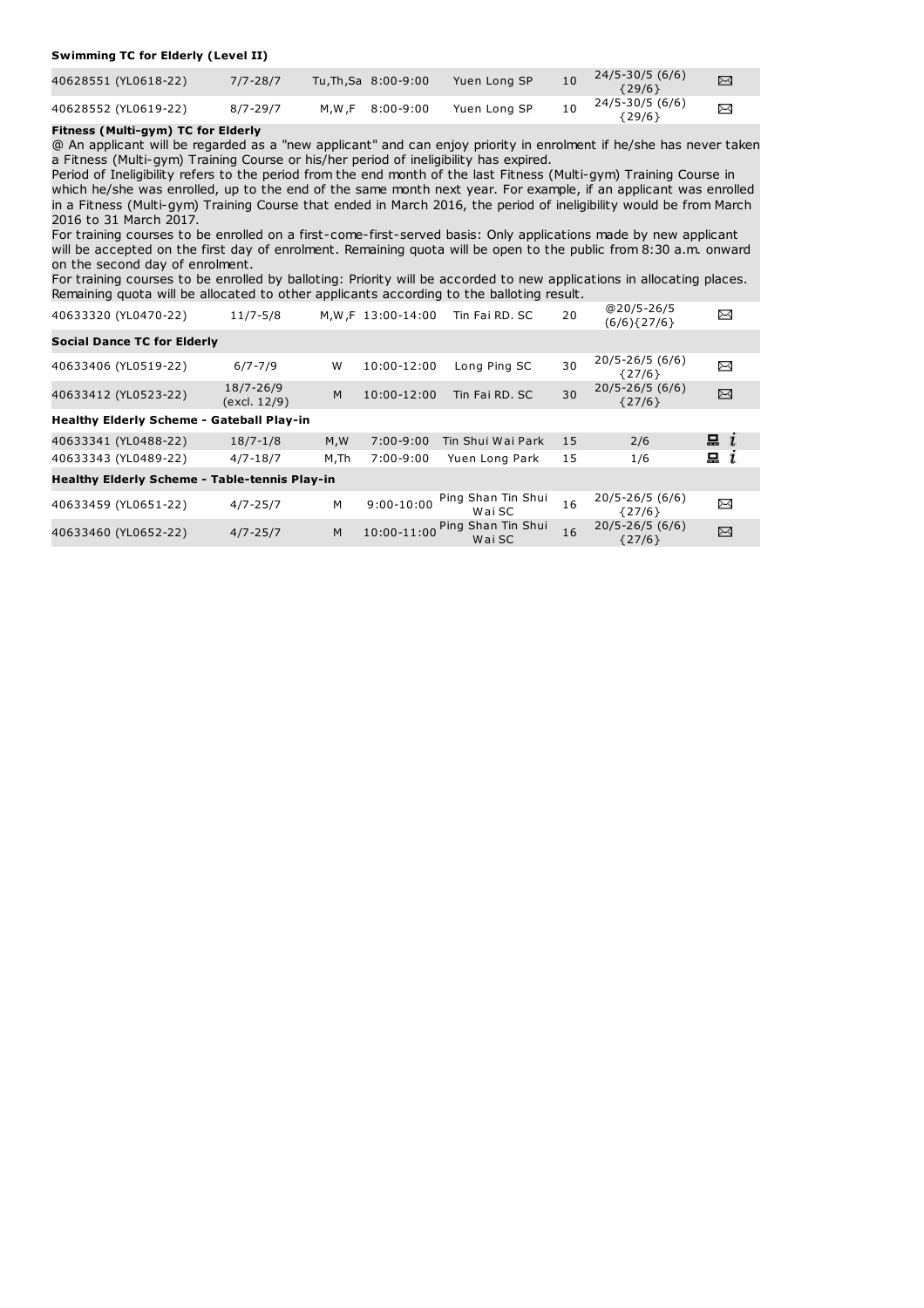**Swimming TC for Elderly (Level II)**

| | | | | | | | |
|---|---|---|---|---|---|---|---|
| 40628551 (YL0618-22) | 7/7-28/7 | Tu,Th,Sa | 8:00-9:00 | Yuen Long SP | 10 | 24/5-30/5 (6/6) {29/6} | ✉ |
| 40628552 (YL0619-22) | 8/7-29/7 | M,W,F | 8:00-9:00 | Yuen Long SP | 10 | 24/5-30/5 (6/6) {29/6} | ✉ |

**Fitness (Multi-gym) TC for Elderly**

@ An applicant will be regarded as a "new applicant" and can enjoy priority in enrolment if he/she has never taken a Fitness (Multi-gym) Training Course or his/her period of ineligibility has expired.
Period of Ineligibility refers to the period from the end month of the last Fitness (Multi-gym) Training Course in which he/she was enrolled, up to the end of the same month next year. For example, if an applicant was enrolled in a Fitness (Multi-gym) Training Course that ended in March 2016, the period of ineligibility would be from March 2016 to 31 March 2017.
For training courses to be enrolled on a first-come-first-served basis: Only applications made by new applicant will be accepted on the first day of enrolment. Remaining quota will be open to the public from 8:30 a.m. onward on the second day of enrolment.
For training courses to be enrolled by balloting: Priority will be accorded to new applications in allocating places. Remaining quota will be allocated to other applicants according to the balloting result.

| | | | | | | | |
|---|---|---|---|---|---|---|---|
| 40633320 (YL0470-22) | 11/7-5/8 | M,W,F | 13:00-14:00 | Tin Fai RD. SC | 20 | @20/5-26/5 (6/6){27/6} | ✉ |

**Social Dance TC for Elderly**

| | | | | | | | |
|---|---|---|---|---|---|---|---|
| 40633406 (YL0519-22) | 6/7-7/9 | W | 10:00-12:00 | Long Ping SC | 30 | 20/5-26/5 (6/6) {27/6} | ✉ |
| 40633412 (YL0523-22) | 18/7-26/9 (excl. 12/9) | M | 10:00-12:00 | Tin Fai RD. SC | 30 | 20/5-26/5 (6/6) {27/6} | ✉ |

**Healthy Elderly Scheme - Gateball Play-in**

| | | | | | | | |
|---|---|---|---|---|---|---|---|
| 40633341 (YL0488-22) | 18/7-1/8 | M,W | 7:00-9:00 | Tin Shui Wai Park | 15 | 2/6 | 💻 i |
| 40633343 (YL0489-22) | 4/7-18/7 | M,Th | 7:00-9:00 | Yuen Long Park | 15 | 1/6 | 💻 i |

**Healthy Elderly Scheme - Table-tennis Play-in**

| | | | | | | | |
|---|---|---|---|---|---|---|---|
| 40633459 (YL0651-22) | 4/7-25/7 | M | 9:00-10:00 | Ping Shan Tin Shui Wai SC | 16 | 20/5-26/5 (6/6) {27/6} | ✉ |
| 40633460 (YL0652-22) | 4/7-25/7 | M | 10:00-11:00 | Ping Shan Tin Shui Wai SC | 16 | 20/5-26/5 (6/6) {27/6} | ✉ |